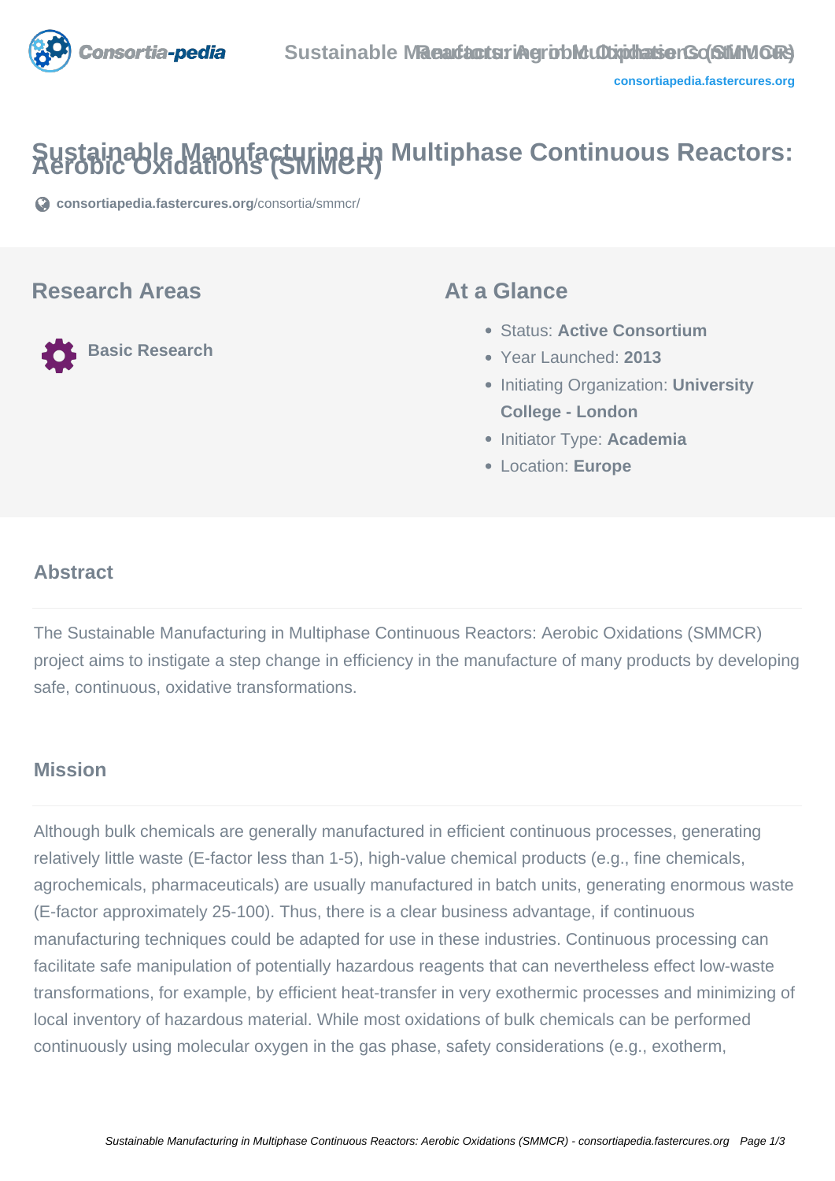# Sustainable Manufacturing in Multiphase Continuous Reactors: Aerobic Oxidations (SMMCR)

consortiapedia.fastercures.org/consortia/smmcr/

## Research Areas

Basic Research

## At a Glance

- Status: **Active Consortium**
- Year Launched: **2013**
- Initiating Organization: **University College - London**
- Initiator Type: **Academia**
- Location: **Europe**

### Abstract

The Sustainable Manufacturing in Multiphase Continuous Reactors: Aerobic Oxidations (SMMCR) project aims to instigate a step change in efficiency in the manufacture of many products by developing safe, continuous, oxidative transformations.

### Mission

Although bulk chemicals are generally manufactured in efficient continuous processes, generating relatively little waste (E-factor less than 1-5), high-value chemical products (e.g., fine chemicals, agrochemicals, pharmaceuticals) are usually manufactured in batch units, generating enormous waste (E-factor approximately 25-100). Thus, there is a clear business advantage, if continuous manufacturing techniques could be adapted for use in these industries. Continuous processing can facilitate safe manipulation of potentially hazardous reagents that can nevertheless effect low-waste transformations, for example, by efficient heat-transfer in very exothermic processes and minimizing of local inventory of hazardous material. While most oxidations of bulk chemicals can be performed continuously using molecular oxygen in the gas phase, safety considerations (e.g., exotherm,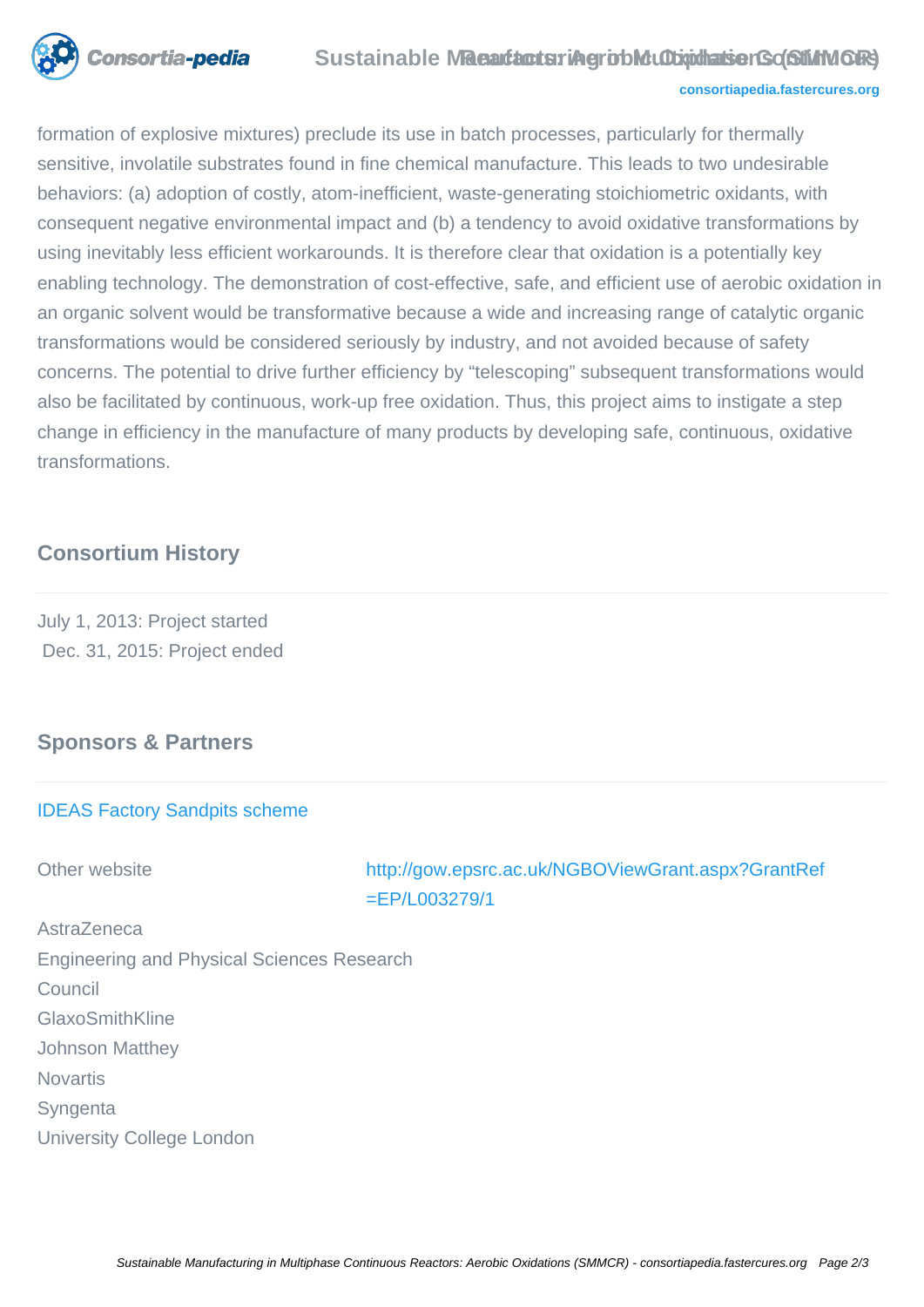formation of explosive mixtures) preclude its use in batch processes, particularly for thermally sensitive, involatile substrates found in fine chemical manufacture. This leads to two undesirable behaviors: (a) adoption of costly, atom-inefficient, waste-generating stoichiometric oxidants, with consequent negative environmental impact and (b) a tendency to avoid oxidative transformations by using inevitably less efficient workarounds. It is therefore clear that oxidation is a potentially key enabling technology. The demonstration of cost-effective, safe, and efficient use of aerobic oxidation in an organic solvent would be transformative because a wide and increasing range of catalytic organic transformations would be considered seriously by industry, and not avoided because of safety concerns. The potential to drive further efficiency by "telescoping" subsequent transformations would also be facilitated by continuous, work-up free oxidation. Thus, this project aims to instigate a step change in efficiency in the manufacture of many products by developing safe, continuous, oxidative transformations.

## Consortium History

July 1, 2013: Project started
Dec. 31, 2015: Project ended

## Sponsors & Partners

IDEAS Factory Sandpits scheme

Other website http://gow.epsrc.ac.uk/NGBOViewGrant.aspx?GrantRef=EP/L003279/1

AstraZeneca
Engineering and Physical Sciences Research Council
GlaxoSmithKline
Johnson Matthey
Novartis
Syngenta
University College London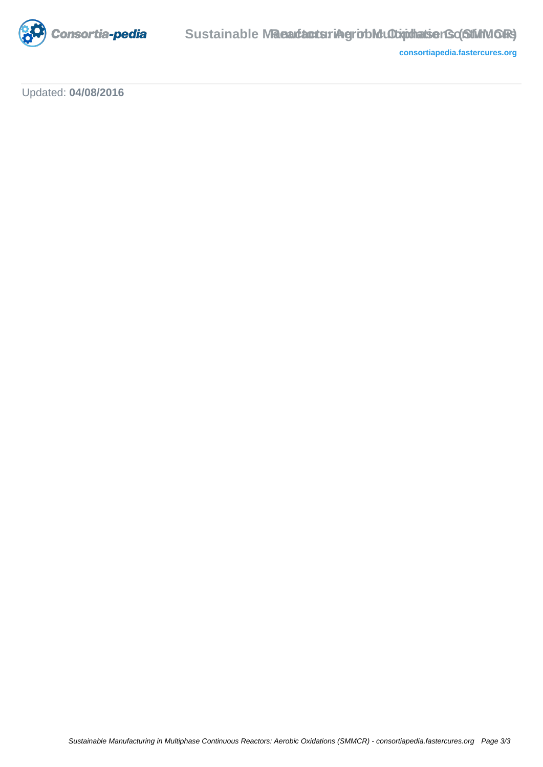Updated: **04/08/2016**